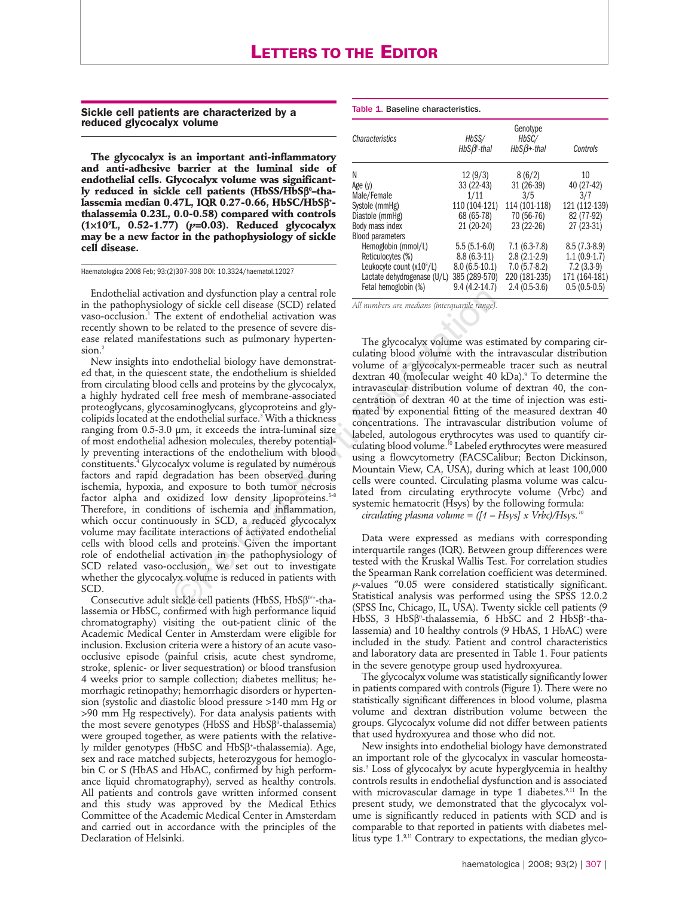# Letters to the Editor

## Sickle cell patients are characterized by a reduced glycocalyx volume

**The glycocalyx is an important anti-inflammatory and anti-adhesive barrier at the luminal side of endothelial cells. Glycocalyx volume was significantly reduced in sickle cell patients (HbSS/HbSβ$^0$–thalassemia median 0.47L, IQR 0.27-0.66, HbSC/HbSβ$^+$-thalassemia 0.23L, 0.0-0.58) compared with controls (1×10$^9$L, 0.52-1.77) ($p$=0.03). Reduced glycocalyx may be a new factor in the pathophysiology of sickle cell disease.**

Haematologica 2008 Feb; 93:(2)307-308 DOI: 10.3324/haematol.12027

Endothelial activation and dysfunction play a central role in the pathophysiology of sickle cell disease (SCD) related vaso-occlusion.[1] The extent of endothelial activation was recently shown to be related to the presence of severe disease related manifestations such as pulmonary hypertension.[2]

New insights into endothelial biology have demonstrated that, in the quiescent state, the endothelium is shielded from circulating blood cells and proteins by the glycocalyx, a highly hydrated cell free mesh of membrane-associated proteoglycans, glycosaminoglycans, glycoproteins and glycolipids located at the endothelial surface.[3] With a thickness ranging from 0.5-3.0 μm, it exceeds the intra-luminal size of most endothelial adhesion molecules, thereby potentially preventing interactions of the endothelium with blood constituents.[4] Glycocalyx volume is regulated by numerous factors and rapid degradation has been observed during ischemia, hypoxia, and exposure to both tumor necrosis factor alpha and oxidized low density lipoproteins.[5-8] Therefore, in conditions of ischemia and inflammation, which occur continuously in SCD, a reduced glycocalyx volume may facilitate interactions of activated endothelial cells with blood cells and proteins. Given the important role of endothelial activation in the pathophysiology of SCD related vaso-occlusion, we set out to investigate whether the glycocalyx volume is reduced in patients with SCD.

Consecutive adult sickle cell patients (HbSS, HbSβ$^{0/+}$-thalassemia or HbSC, confirmed with high performance liquid chromatography) visiting the out-patient clinic of the Academic Medical Center in Amsterdam were eligible for inclusion. Exclusion criteria were a history of an acute vaso-occlusive episode (painful crisis, acute chest syndrome, stroke, splenic- or liver sequestration) or blood transfusion 4 weeks prior to sample collection; diabetes mellitus; hemorrhagic retinopathy; hemorrhagic disorders or hypertension (systolic and diastolic blood pressure >140 mm Hg or >90 mm Hg respectively). For data analysis patients with the most severe genotypes (HbSS and HbSβ$^0$-thalassemia) were grouped together, as were patients with the relatively milder genotypes (HbSC and HbSβ$^+$-thalassemia). Age, sex and race matched subjects, heterozygous for hemoglobin C or S (HbAS and HbAC, confirmed by high performance liquid chromatography), served as healthy controls. All patients and controls gave written informed consent and this study was approved by the Medical Ethics Committee of the Academic Medical Center in Amsterdam and carried out in accordance with the principles of the Declaration of Helsinki.

Table 1. Baseline characteristics.

| Characteristics | HbSS/ HbSβ$^0$-thal | HbSC/ HbSβ+-thal | Controls |
|---|---|---|---|
| N | 12 (9/3) | 8 (6/2) | 10 |
| Age (y) | 33 (22-43) | 31 (26-39) | 40 (27-42) |
| Male/Female | 1/11 | 3/5 | 3/7 |
| Systole (mmHg) | 110 (104-121) | 114 (101-118) | 121 (112-139) |
| Diastole (mmHg) | 68 (65-78) | 70 (56-76) | 82 (77-92) |
| Body mass index | 21 (20-24) | 23 (22-26) | 27 (23-31) |
| Blood parameters | | | |
| Hemoglobin (mmol/L) | 5.5 (5.1-6.0) | 7.1 (6.3-7.8) | 8.5 (7.3-8.9) |
| Reticulocytes (%) | 8.8 (6.3-11) | 2.8 (2.1-2.9) | 1.1 (0.9-1.7) |
| Leukocyte count (x10$^9$/L) | 8.0 (6.5-10.1) | 7.0 (5.7-8.2) | 7.2 (3.3-9) |
| Lactate dehydrogenase (U/L) | 385 (289-570) | 220 (181-235) | 171 (164-181) |
| Fetal hemoglobin (%) | 9.4 (4.2-14.7) | 2.4 (0.5-3.6) | 0.5 (0.5-0.5) |

*All numbers are medians (interquartile range).*

The glycocalyx volume was estimated by comparing circulating blood volume with the intravascular distribution volume of a glycocalyx-permeable tracer such as neutral dextran 40 (molecular weight 40 kDa).[9] To determine the intravascular distribution volume of dextran 40, the concentration of dextran 40 at the time of injection was estimated by exponential fitting of the measured dextran 40 concentrations. The intravascular distribution volume of labeled, autologous erythrocytes was used to quantify circulating blood volume.[10] Labeled erythrocytes were measured using a flowcytometry (FACSCalibur; Becton Dickinson, Mountain View, CA, USA), during which at least 100,000 cells were counted. Circulating plasma volume was calculated from circulating erythrocyte volume (Vrbc) and systemic hematocrit (Hsys) by the following formula:

*circulating plasma volume = ([1 – Hsys] x Vrbc)/Hsys.*[10]

Data were expressed as medians with corresponding interquartile ranges (IQR). Between group differences were tested with the Kruskal Wallis Test. For correlation studies the Spearman Rank correlation coefficient was determined. $p$-values ″0.05 were considered statistically significant. Statistical analysis was performed using the SPSS 12.0.2 (SPSS Inc, Chicago, IL, USA). Twenty sickle cell patients (9 HbSS, 3 HbSβ$^0$-thalassemia, 6 HbSC and 2 HbSβ$^+$-thalassemia) and 10 healthy controls (9 HbAS, 1 HbAC) were included in the study. Patient and control characteristics and laboratory data are presented in Table 1. Four patients in the severe genotype group used hydroxyurea.

The glycocalyx volume was statistically significantly lower in patients compared with controls (Figure 1). There were no statistically significant differences in blood volume, plasma volume and dextran distribution volume between the groups. Glycocalyx volume did not differ between patients that used hydroxyurea and those who did not.

New insights into endothelial biology have demonstrated an important role of the glycocalyx in vascular homeostasis.[3] Loss of glycocalyx by acute hyperglycemia in healthy controls results in endothelial dysfunction and is associated with microvascular damage in type 1 diabetes.[9,11] In the present study, we demonstrated that the glycocalyx volume is significantly reduced in patients with SCD and is comparable to that reported in patients with diabetes mellitus type 1.[9,11] Contrary to expectations, the median glyco-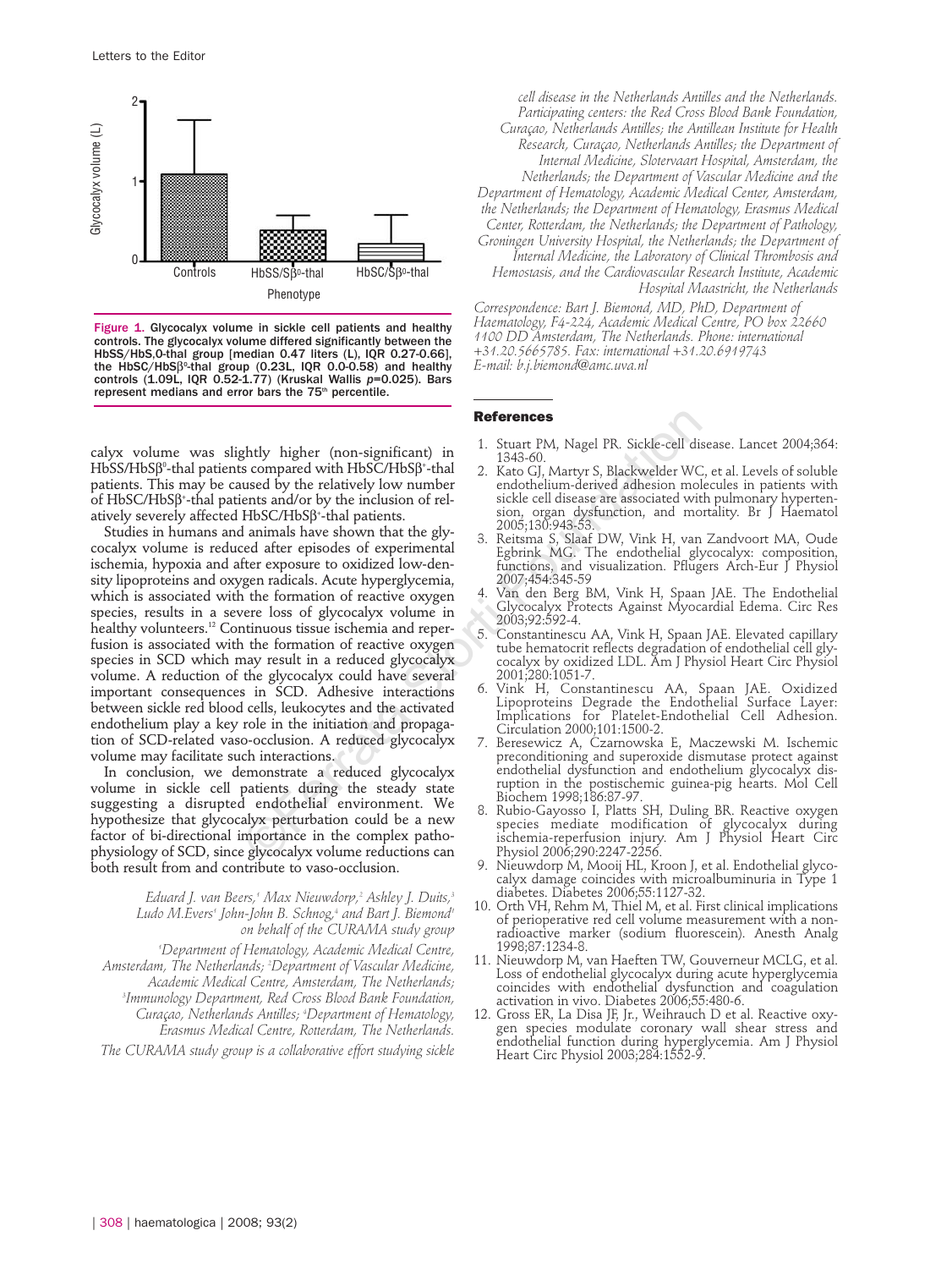Glycocalyx volume (L)

2

1

0

Controls

HbSS/Sβ⁰-thal

HbSC/Sβ⁰-thal

Phenotype

Figure 1. Glycocalyx volume in sickle cell patients and healthy controls. The glycocalyx volume differed significantly between the HbSS/HbS,0-thal group [median 0.47 liters (L), IQR 0.27-0.66], the HbSC/HbS$\beta^{+}$-thal group (0.23L, IQR 0.0-0.58) and healthy controls (1.09L, IQR 0.52-1.77) (Kruskal Wallis $p$=0.025). Bars represent medians and error bars the 75th percentile.

calyx volume was slightly higher (non-significant) in HbSS/HbS$\beta^0$-thal patients compared with HbSC/HbS$\beta^+$-thal patients. This may be caused by the relatively low number of HbSC/HbS$\beta^+$-thal patients and/or by the inclusion of relatively severely affected HbSC/HbS$\beta^+$-thal patients.

Studies in humans and animals have shown that the glycocalyx volume is reduced after episodes of experimental ischemia, hypoxia and after exposure to oxidized low-density lipoproteins and oxygen radicals. Acute hyperglycemia, which is associated with the formation of reactive oxygen species, results in a severe loss of glycocalyx volume in healthy volunteers.[12] Continuous tissue ischemia and reperfusion is associated with the formation of reactive oxygen species in SCD which may result in a reduced glycocalyx volume. A reduction of the glycocalyx could have several important consequences in SCD. Adhesive interactions between sickle red blood cells, leukocytes and the activated endothelium play a key role in the initiation and propagation of SCD-related vaso-occlusion. A reduced glycocalyx volume may facilitate such interactions.

In conclusion, we demonstrate a reduced glycocalyx volume in sickle cell patients during the steady state suggesting a disrupted endothelial environment. We hypothesize that glycocalyx perturbation could be a new factor of bi-directional importance in the complex pathophysiology of SCD, since glycocalyx volume reductions can both result from and contribute to vaso-occlusion.

*Eduard J. van Beers,[1] Max Nieuwdorp,[2] Ashley J. Duits,[3] Ludo M.Evers[1] John-John B. Schnog,[4] and Bart J. Biemond[1] on behalf of the CURAMA study group*

*[1]Department of Hematology, Academic Medical Centre, Amsterdam, The Netherlands; [2]Department of Vascular Medicine, Academic Medical Centre, Amsterdam, The Netherlands; [3]Immunology Department, Red Cross Blood Bank Foundation, Curaçao, Netherlands Antilles; [4]Department of Hematology, Erasmus Medical Centre, Rotterdam, The Netherlands.*

*The CURAMA study group is a collaborative effort studying sickle cell disease in the Netherlands Antilles and the Netherlands. Participating centers: the Red Cross Blood Bank Foundation, Curaçao, Netherlands Antilles; the Antillean Institute for Health Research, Curaçao, Netherlands Antilles; the Department of Internal Medicine, Slotervaart Hospital, Amsterdam, the Netherlands; the Department of Vascular Medicine and the Department of Hematology, Academic Medical Center, Amsterdam, the Netherlands; the Department of Hematology, Erasmus Medical Center, Rotterdam, the Netherlands; the Department of Pathology, Groningen University Hospital, the Netherlands; the Department of Internal Medicine, the Laboratory of Clinical Thrombosis and Hemostasis, and the Cardiovascular Research Institute, Academic Hospital Maastricht, the Netherlands*

*Correspondence: Bart J. Biemond, MD, PhD, Department of Haematology, F4-224, Academic Medical Centre, PO box 22660 1100 DD Amsterdam, The Netherlands. Phone: international +31.20.5665785. Fax: international +31.20.6919743 E-mail: b.j.biemond@amc.uva.nl*

## References

1. Stuart PM, Nagel PR. Sickle-cell disease. Lancet 2004;364:1343-60.
2. Kato GJ, Martyr S, Blackwelder WC, et al. Levels of soluble endothelium-derived adhesion molecules in patients with sickle cell disease are associated with pulmonary hypertension, organ dysfunction, and mortality. Br J Haematol 2005;130:943-53.
3. Reitsma S, Slaaf DW, Vink H, van Zandvoort MA, Oude Egbrink MG. The endothelial glycocalyx: composition, functions, and visualization. Pflugers Arch-Eur J Physiol 2007;454:345-59
4. Van den Berg BM, Vink H, Spaan JAE. The Endothelial Glycocalyx Protects Against Myocardial Edema. Circ Res 2003;92:592-4.
5. Constantinescu AA, Vink H, Spaan JAE. Elevated capillary tube hematocrit reflects degradation of endothelial cell glycocalyx by oxidized LDL. Am J Physiol Heart Circ Physiol 2001;280:1051-7.
6. Vink H, Constantinescu AA, Spaan JAE. Oxidized Lipoproteins Degrade the Endothelial Surface Layer: Implications for Platelet-Endothelial Cell Adhesion. Circulation 2000;101:1500-2.
7. Beresewicz A, Czarnowska E, Maczewski M. Ischemic preconditioning and superoxide dismutase protect against endothelial dysfunction and endothelium glycocalyx disruption in the postischemic guinea-pig hearts. Mol Cell Biochem 1998;186:87-97.
8. Rubio-Gayosso I, Platts SH, Duling BR. Reactive oxygen species mediate modification of glycocalyx during ischemia-reperfusion injury. Am J Physiol Heart Circ Physiol 2006;290:2247-2256.
9. Nieuwdorp M, Mooij HL, Kroon J, et al. Endothelial glycocalyx damage coincides with microalbuminuria in Type 1 diabetes. Diabetes 2006;55:1127-32.
10. Orth VH, Rehm M, Thiel M, et al. First clinical implications of perioperative red cell volume measurement with a nonradioactive marker (sodium fluorescein). Anesth Analg 1998;87:1234-8.
11. Nieuwdorp M, van Haeften TW, Gouverneur MCLG, et al. Loss of endothelial glycocalyx during acute hyperglycemia coincides with endothelial dysfunction and coagulation activation in vivo. Diabetes 2006;55:480-6.
12. Gross ER, La Disa JF, Jr., Weihrauch D et al. Reactive oxygen species modulate coronary wall shear stress and endothelial function during hyperglycemia. Am J Physiol Heart Circ Physiol 2003;284:1552-9.